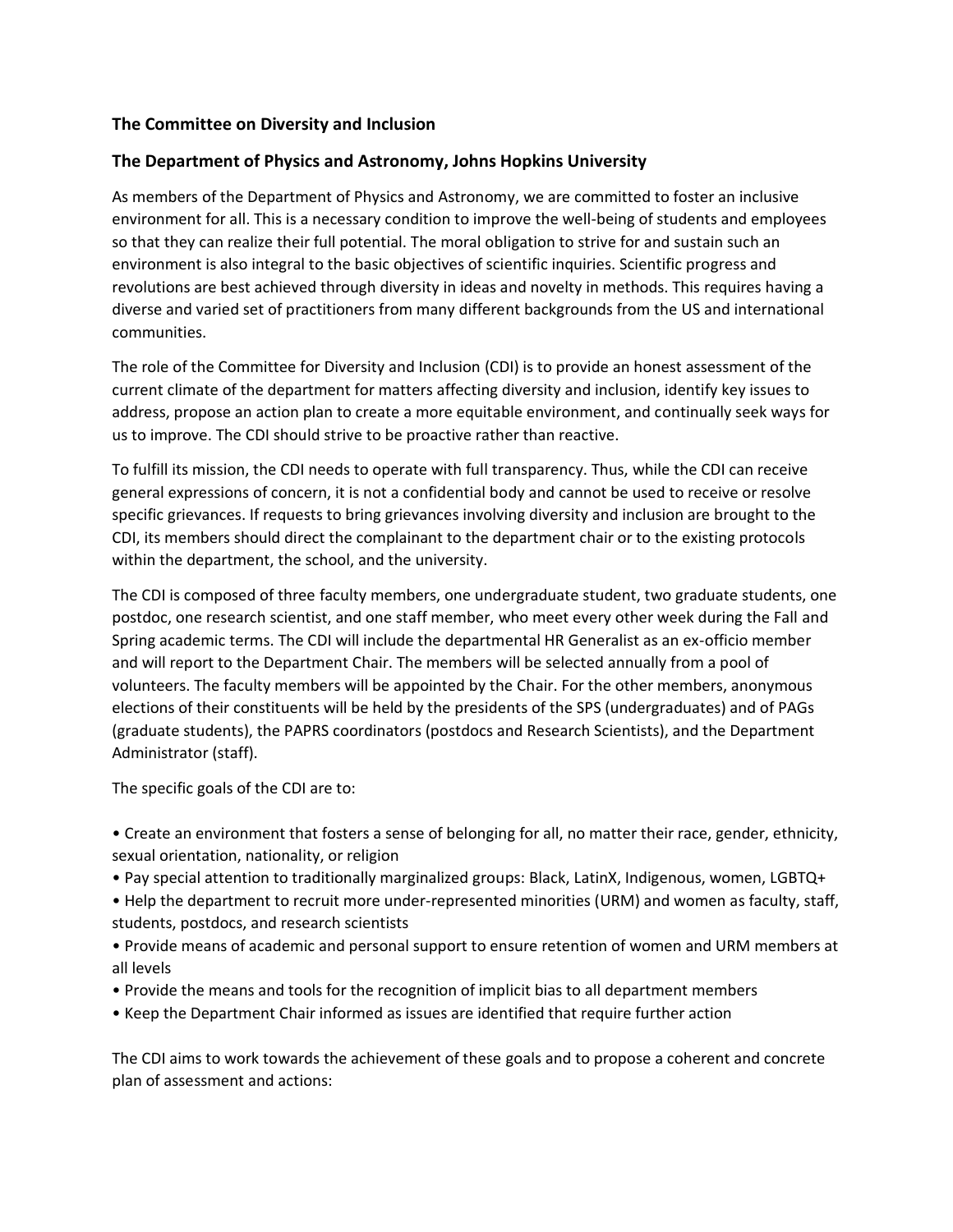**The Committee on Diversity and Inclusion**

**The Department of Physics and Astronomy, Johns Hopkins University**

As members of the Department of Physics and Astronomy, we are committed to foster an inclusive environment for all. This is a necessary condition to improve the well-being of students and employees so that they can realize their full potential. The moral obligation to strive for and sustain such an environment is also integral to the basic objectives of scientific inquiries. Scientific progress and revolutions are best achieved through diversity in ideas and novelty in methods. This requires having a diverse and varied set of practitioners from many different backgrounds from the US and international communities.

The role of the Committee for Diversity and Inclusion (CDI) is to provide an honest assessment of the current climate of the department for matters affecting diversity and inclusion, identify key issues to address, propose an action plan to create a more equitable environment, and continually seek ways for us to improve. The CDI should strive to be proactive rather than reactive.

To fulfill its mission, the CDI needs to operate with full transparency. Thus, while the CDI can receive general expressions of concern, it is not a confidential body and cannot be used to receive or resolve specific grievances. If requests to bring grievances involving diversity and inclusion are brought to the CDI, its members should direct the complainant to the department chair or to the existing protocols within the department, the school, and the university.

The CDI is composed of three faculty members, one undergraduate student, two graduate students, one postdoc, one research scientist, and one staff member, who meet every other week during the Fall and Spring academic terms. The CDI will include the departmental HR Generalist as an ex-officio member and will report to the Department Chair. The members will be selected annually from a pool of volunteers. The faculty members will be appointed by the Chair. For the other members, anonymous elections of their constituents will be held by the presidents of the SPS (undergraduates) and of PAGs (graduate students), the PAPRS coordinators (postdocs and Research Scientists), and the Department Administrator (staff).

The specific goals of the CDI are to:

- Create an environment that fosters a sense of belonging for all, no matter their race, gender, ethnicity, sexual orientation, nationality, or religion
- Pay special attention to traditionally marginalized groups: Black, LatinX, Indigenous, women, LGBTQ+
- Help the department to recruit more under-represented minorities (URM) and women as faculty, staff, students, postdocs, and research scientists
- Provide means of academic and personal support to ensure retention of women and URM members at all levels
- Provide the means and tools for the recognition of implicit bias to all department members
- Keep the Department Chair informed as issues are identified that require further action

The CDI aims to work towards the achievement of these goals and to propose a coherent and concrete plan of assessment and actions: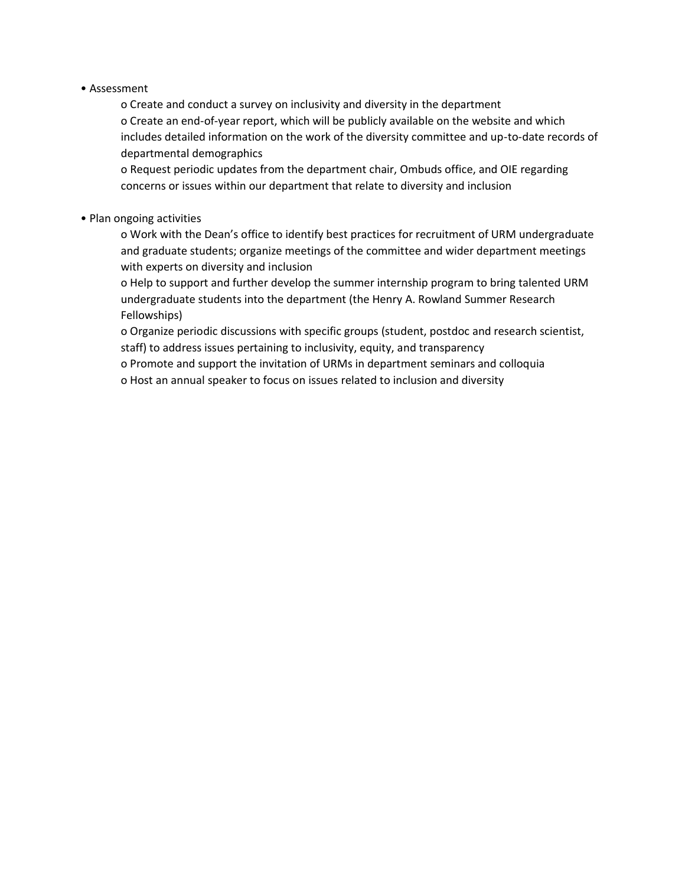- Assessment
  - Create and conduct a survey on inclusivity and diversity in the department
  - Create an end-of-year report, which will be publicly available on the website and which includes detailed information on the work of the diversity committee and up-to-date records of departmental demographics
  - Request periodic updates from the department chair, Ombuds office, and OIE regarding concerns or issues within our department that relate to diversity and inclusion

- Plan ongoing activities
  - Work with the Dean's office to identify best practices for recruitment of URM undergraduate and graduate students; organize meetings of the committee and wider department meetings with experts on diversity and inclusion
  - Help to support and further develop the summer internship program to bring talented URM undergraduate students into the department (the Henry A. Rowland Summer Research Fellowships)
  - Organize periodic discussions with specific groups (student, postdoc and research scientist, staff) to address issues pertaining to inclusivity, equity, and transparency
  - Promote and support the invitation of URMs in department seminars and colloquia
  - Host an annual speaker to focus on issues related to inclusion and diversity